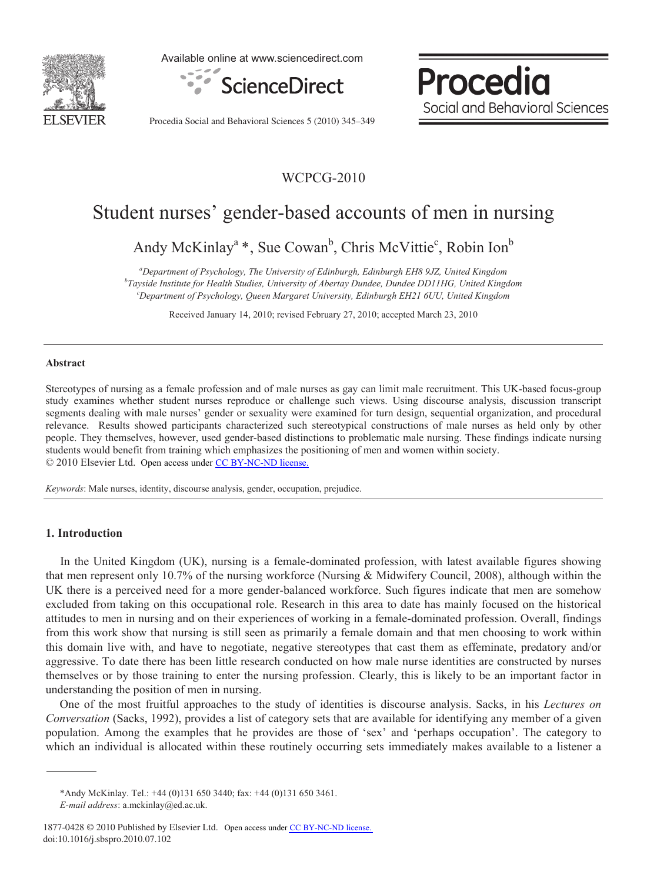WCPCG-2010

# Student nurses' gender-based accounts of men in nursing

Andy McKinlay[a] *, Sue Cowan[b], Chris McVittie[c], Robin Ion[b]

[a]*Department of Psychology, The University of Edinburgh, Edinburgh EH8 9JZ, United Kingdom*
[b]*Tayside Institute for Health Studies, University of Abertay Dundee, Dundee DD11HG, United Kingdom*
[c]*Department of Psychology, Queen Margaret University, Edinburgh EH21 6UU, United Kingdom*

Received January 14, 2010; revised February 27, 2010; accepted March 23, 2010

## Abstract

Stereotypes of nursing as a female profession and of male nurses as gay can limit male recruitment. This UK-based focus-group study examines whether student nurses reproduce or challenge such views. Using discourse analysis, discussion transcript segments dealing with male nurses' gender or sexuality were examined for turn design, sequential organization, and procedural relevance. Results showed participants characterized such stereotypical constructions of male nurses as held only by other people. They themselves, however, used gender-based distinctions to problematic male nursing. These findings indicate nursing students would benefit from training which emphasizes the positioning of men and women within society.

© 2010 Elsevier Ltd. Open access under CC BY-NC-ND license.

*Keywords*: Male nurses, identity, discourse analysis, gender, occupation, prejudice.

## 1. Introduction

In the United Kingdom (UK), nursing is a female-dominated profession, with latest available figures showing that men represent only 10.7% of the nursing workforce (Nursing & Midwifery Council, 2008), although within the UK there is a perceived need for a more gender-balanced workforce. Such figures indicate that men are somehow excluded from taking on this occupational role. Research in this area to date has mainly focused on the historical attitudes to men in nursing and on their experiences of working in a female-dominated profession. Overall, findings from this work show that nursing is still seen as primarily a female domain and that men choosing to work within this domain live with, and have to negotiate, negative stereotypes that cast them as effeminate, predatory and/or aggressive. To date there has been little research conducted on how male nurse identities are constructed by nurses themselves or by those training to enter the nursing profession. Clearly, this is likely to be an important factor in understanding the position of men in nursing.

One of the most fruitful approaches to the study of identities is discourse analysis. Sacks, in his *Lectures on Conversation* (Sacks, 1992), provides a list of category sets that are available for identifying any member of a given population. Among the examples that he provides are those of 'sex' and 'perhaps occupation'. The category to which an individual is allocated within these routinely occurring sets immediately makes available to a listener a

---

*Andy McKinlay. Tel.: +44 (0)131 650 3440; fax: +44 (0)131 650 3461.
*E-mail address*: a.mckinlay@ed.ac.uk.

1877-0428 © 2010 Published by Elsevier Ltd. Open access under CC BY-NC-ND license.
doi:10.1016/j.sbspro.2010.07.102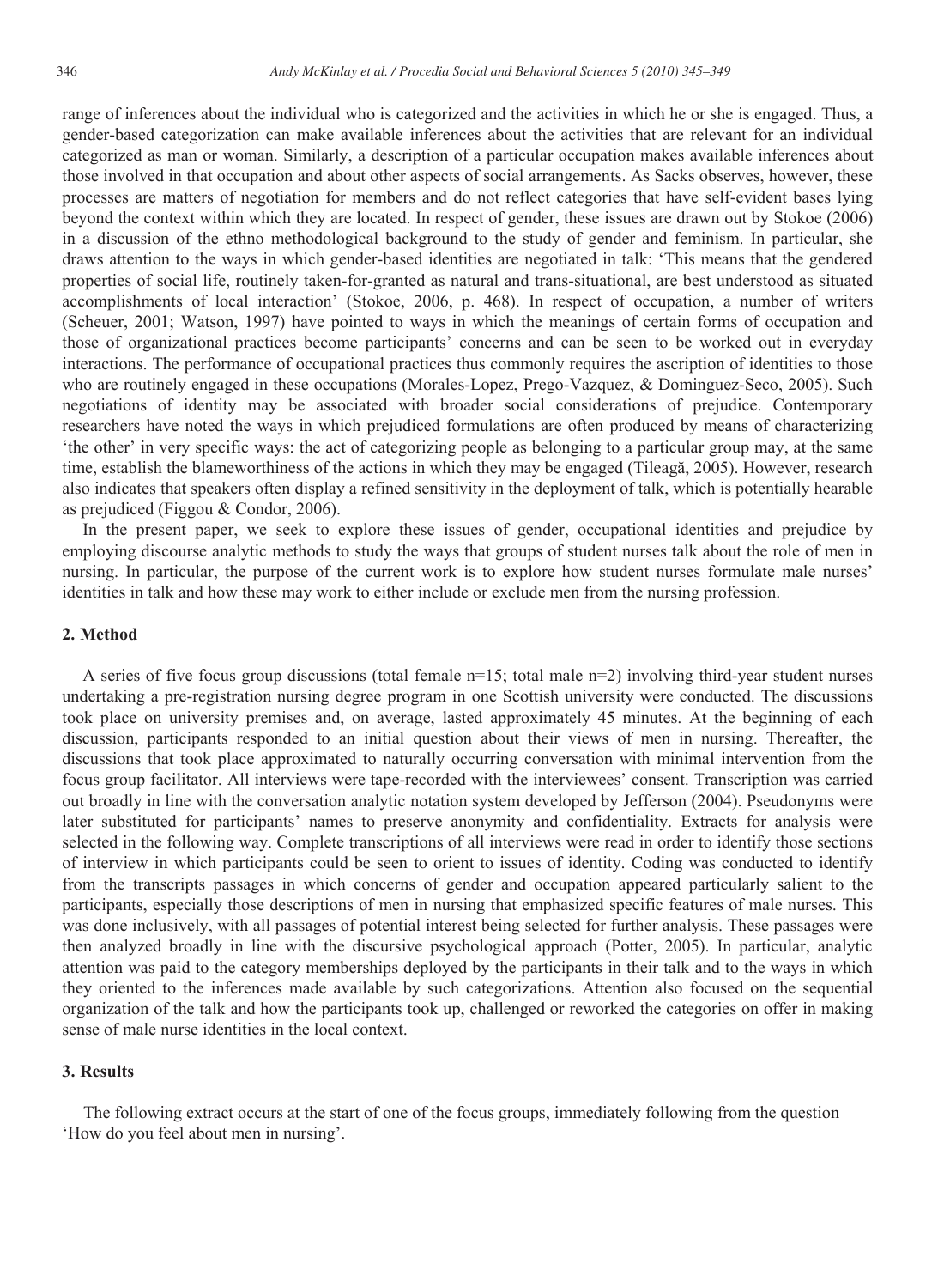range of inferences about the individual who is categorized and the activities in which he or she is engaged. Thus, a gender-based categorization can make available inferences about the activities that are relevant for an individual categorized as man or woman. Similarly, a description of a particular occupation makes available inferences about those involved in that occupation and about other aspects of social arrangements. As Sacks observes, however, these processes are matters of negotiation for members and do not reflect categories that have self-evident bases lying beyond the context within which they are located. In respect of gender, these issues are drawn out by Stokoe (2006) in a discussion of the ethno methodological background to the study of gender and feminism. In particular, she draws attention to the ways in which gender-based identities are negotiated in talk: 'This means that the gendered properties of social life, routinely taken-for-granted as natural and trans-situational, are best understood as situated accomplishments of local interaction' (Stokoe, 2006, p. 468). In respect of occupation, a number of writers (Scheuer, 2001; Watson, 1997) have pointed to ways in which the meanings of certain forms of occupation and those of organizational practices become participants' concerns and can be seen to be worked out in everyday interactions. The performance of occupational practices thus commonly requires the ascription of identities to those who are routinely engaged in these occupations (Morales-Lopez, Prego-Vazquez, & Dominguez-Seco, 2005). Such negotiations of identity may be associated with broader social considerations of prejudice. Contemporary researchers have noted the ways in which prejudiced formulations are often produced by means of characterizing 'the other' in very specific ways: the act of categorizing people as belonging to a particular group may, at the same time, establish the blameworthiness of the actions in which they may be engaged (Tileagă, 2005). However, research also indicates that speakers often display a refined sensitivity in the deployment of talk, which is potentially hearable as prejudiced (Figgou & Condor, 2006).

In the present paper, we seek to explore these issues of gender, occupational identities and prejudice by employing discourse analytic methods to study the ways that groups of student nurses talk about the role of men in nursing. In particular, the purpose of the current work is to explore how student nurses formulate male nurses' identities in talk and how these may work to either include or exclude men from the nursing profession.

## 2. Method

A series of five focus group discussions (total female n=15; total male n=2) involving third-year student nurses undertaking a pre-registration nursing degree program in one Scottish university were conducted. The discussions took place on university premises and, on average, lasted approximately 45 minutes. At the beginning of each discussion, participants responded to an initial question about their views of men in nursing. Thereafter, the discussions that took place approximated to naturally occurring conversation with minimal intervention from the focus group facilitator. All interviews were tape-recorded with the interviewees' consent. Transcription was carried out broadly in line with the conversation analytic notation system developed by Jefferson (2004). Pseudonyms were later substituted for participants' names to preserve anonymity and confidentiality. Extracts for analysis were selected in the following way. Complete transcriptions of all interviews were read in order to identify those sections of interview in which participants could be seen to orient to issues of identity. Coding was conducted to identify from the transcripts passages in which concerns of gender and occupation appeared particularly salient to the participants, especially those descriptions of men in nursing that emphasized specific features of male nurses. This was done inclusively, with all passages of potential interest being selected for further analysis. These passages were then analyzed broadly in line with the discursive psychological approach (Potter, 2005). In particular, analytic attention was paid to the category memberships deployed by the participants in their talk and to the ways in which they oriented to the inferences made available by such categorizations. Attention also focused on the sequential organization of the talk and how the participants took up, challenged or reworked the categories on offer in making sense of male nurse identities in the local context.

## 3. Results

The following extract occurs at the start of one of the focus groups, immediately following from the question 'How do you feel about men in nursing'.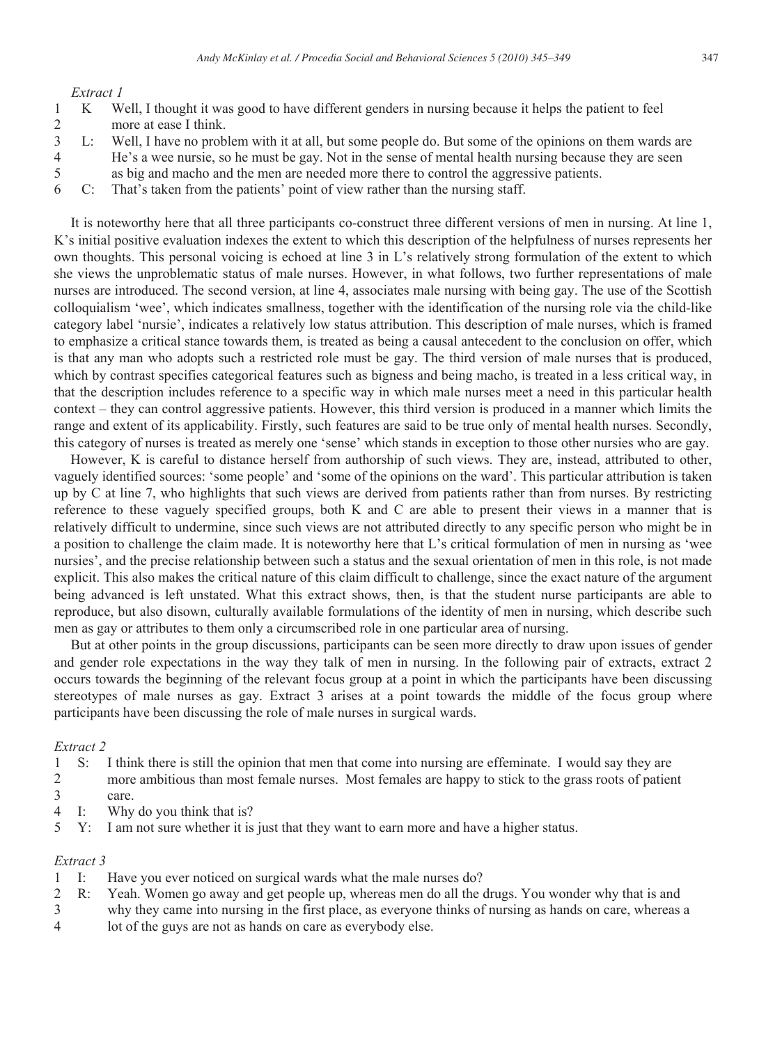*Extract 1*

1 K Well, I thought it was good to have different genders in nursing because it helps the patient to feel
2 more at ease I think.
3 L: Well, I have no problem with it at all, but some people do. But some of the opinions on them wards are
4 He's a wee nursie, so he must be gay. Not in the sense of mental health nursing because they are seen
5 as big and macho and the men are needed more there to control the aggressive patients.
6 C: That's taken from the patients' point of view rather than the nursing staff.

It is noteworthy here that all three participants co-construct three different versions of men in nursing. At line 1, K's initial positive evaluation indexes the extent to which this description of the helpfulness of nurses represents her own thoughts. This personal voicing is echoed at line 3 in L's relatively strong formulation of the extent to which she views the unproblematic status of male nurses. However, in what follows, two further representations of male nurses are introduced. The second version, at line 4, associates male nursing with being gay. The use of the Scottish colloquialism 'wee', which indicates smallness, together with the identification of the nursing role via the child-like category label 'nursie', indicates a relatively low status attribution. This description of male nurses, which is framed to emphasize a critical stance towards them, is treated as being a causal antecedent to the conclusion on offer, which is that any man who adopts such a restricted role must be gay. The third version of male nurses that is produced, which by contrast specifies categorical features such as bigness and being macho, is treated in a less critical way, in that the description includes reference to a specific way in which male nurses meet a need in this particular health context – they can control aggressive patients. However, this third version is produced in a manner which limits the range and extent of its applicability. Firstly, such features are said to be true only of mental health nurses. Secondly, this category of nurses is treated as merely one 'sense' which stands in exception to those other nursies who are gay.

However, K is careful to distance herself from authorship of such views. They are, instead, attributed to other, vaguely identified sources: 'some people' and 'some of the opinions on the ward'. This particular attribution is taken up by C at line 7, who highlights that such views are derived from patients rather than from nurses. By restricting reference to these vaguely specified groups, both K and C are able to present their views in a manner that is relatively difficult to undermine, since such views are not attributed directly to any specific person who might be in a position to challenge the claim made. It is noteworthy here that L's critical formulation of men in nursing as 'wee nursies', and the precise relationship between such a status and the sexual orientation of men in this role, is not made explicit. This also makes the critical nature of this claim difficult to challenge, since the exact nature of the argument being advanced is left unstated. What this extract shows, then, is that the student nurse participants are able to reproduce, but also disown, culturally available formulations of the identity of men in nursing, which describe such men as gay or attributes to them only a circumscribed role in one particular area of nursing.

But at other points in the group discussions, participants can be seen more directly to draw upon issues of gender and gender role expectations in the way they talk of men in nursing. In the following pair of extracts, extract 2 occurs towards the beginning of the relevant focus group at a point in which the participants have been discussing stereotypes of male nurses as gay. Extract 3 arises at a point towards the middle of the focus group where participants have been discussing the role of male nurses in surgical wards.

*Extract 2*

1 S: I think there is still the opinion that men that come into nursing are effeminate. I would say they are
2 more ambitious than most female nurses. Most females are happy to stick to the grass roots of patient
3 care.
4 I: Why do you think that is?
5 Y: I am not sure whether it is just that they want to earn more and have a higher status.

*Extract 3*

1 I: Have you ever noticed on surgical wards what the male nurses do?
2 R: Yeah. Women go away and get people up, whereas men do all the drugs. You wonder why that is and
3 why they came into nursing in the first place, as everyone thinks of nursing as hands on care, whereas a
4 lot of the guys are not as hands on care as everybody else.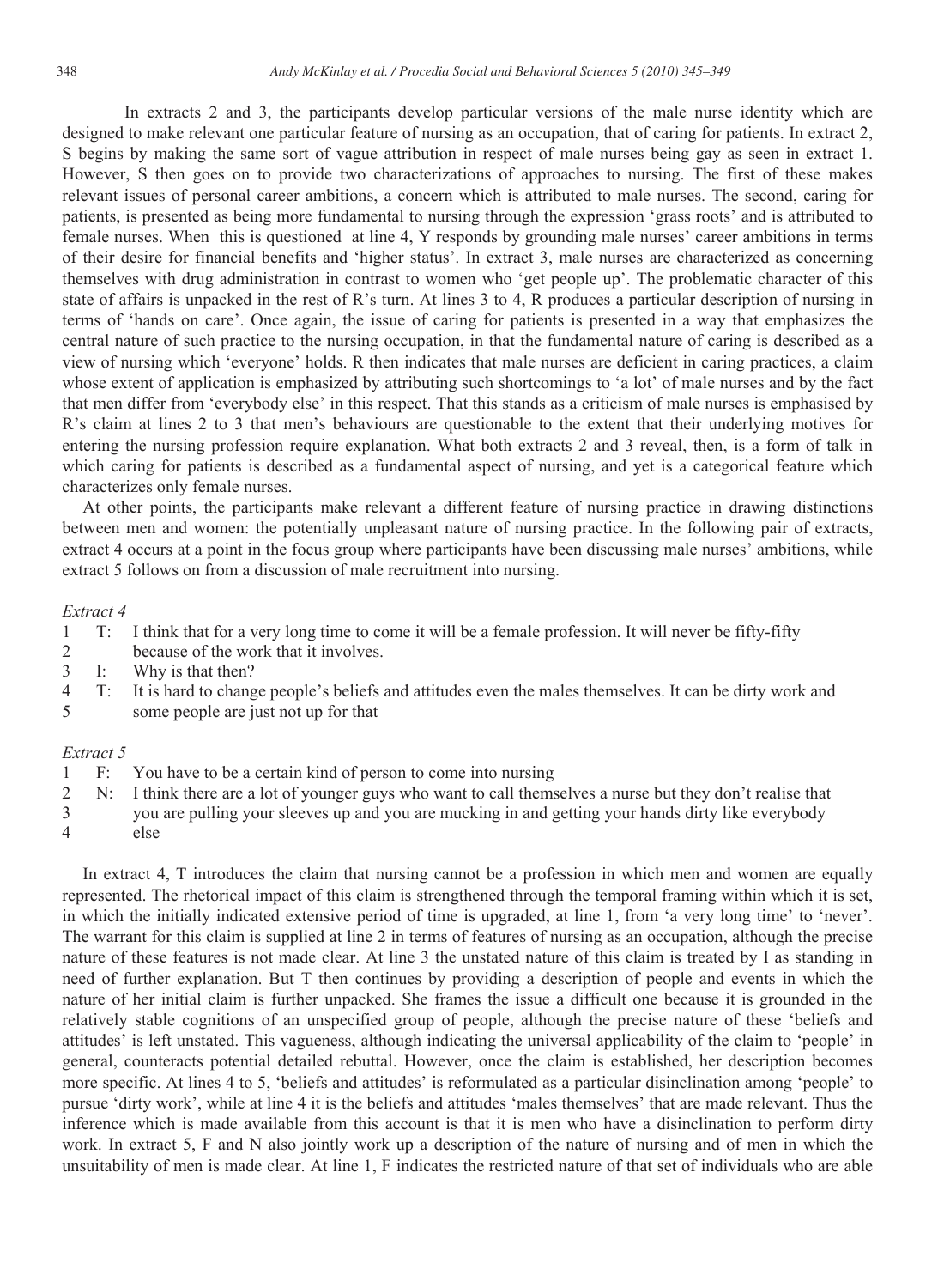In extracts 2 and 3, the participants develop particular versions of the male nurse identity which are designed to make relevant one particular feature of nursing as an occupation, that of caring for patients. In extract 2, S begins by making the same sort of vague attribution in respect of male nurses being gay as seen in extract 1. However, S then goes on to provide two characterizations of approaches to nursing. The first of these makes relevant issues of personal career ambitions, a concern which is attributed to male nurses. The second, caring for patients, is presented as being more fundamental to nursing through the expression 'grass roots' and is attributed to female nurses. When this is questioned at line 4, Y responds by grounding male nurses' career ambitions in terms of their desire for financial benefits and 'higher status'. In extract 3, male nurses are characterized as concerning themselves with drug administration in contrast to women who 'get people up'. The problematic character of this state of affairs is unpacked in the rest of R's turn. At lines 3 to 4, R produces a particular description of nursing in terms of 'hands on care'. Once again, the issue of caring for patients is presented in a way that emphasizes the central nature of such practice to the nursing occupation, in that the fundamental nature of caring is described as a view of nursing which 'everyone' holds. R then indicates that male nurses are deficient in caring practices, a claim whose extent of application is emphasized by attributing such shortcomings to 'a lot' of male nurses and by the fact that men differ from 'everybody else' in this respect. That this stands as a criticism of male nurses is emphasised by R's claim at lines 2 to 3 that men's behaviours are questionable to the extent that their underlying motives for entering the nursing profession require explanation. What both extracts 2 and 3 reveal, then, is a form of talk in which caring for patients is described as a fundamental aspect of nursing, and yet is a categorical feature which characterizes only female nurses.

At other points, the participants make relevant a different feature of nursing practice in drawing distinctions between men and women: the potentially unpleasant nature of nursing practice. In the following pair of extracts, extract 4 occurs at a point in the focus group where participants have been discussing male nurses' ambitions, while extract 5 follows on from a discussion of male recruitment into nursing.

*Extract 4*

```
1   T:  I think that for a very long time to come it will be a female profession. It will never be fifty-fifty
2       because of the work that it involves.
3   I:  Why is that then?
4   T:  It is hard to change people's beliefs and attitudes even the males themselves. It can be dirty work and
5       some people are just not up for that
```

*Extract 5*

```
1   F:  You have to be a certain kind of person to come into nursing
2   N:  I think there are a lot of younger guys who want to call themselves a nurse but they don't realise that
3       you are pulling your sleeves up and you are mucking in and getting your hands dirty like everybody
4       else
```

In extract 4, T introduces the claim that nursing cannot be a profession in which men and women are equally represented. The rhetorical impact of this claim is strengthened through the temporal framing within which it is set, in which the initially indicated extensive period of time is upgraded, at line 1, from 'a very long time' to 'never'. The warrant for this claim is supplied at line 2 in terms of features of nursing as an occupation, although the precise nature of these features is not made clear. At line 3 the unstated nature of this claim is treated by I as standing in need of further explanation. But T then continues by providing a description of people and events in which the nature of her initial claim is further unpacked. She frames the issue a difficult one because it is grounded in the relatively stable cognitions of an unspecified group of people, although the precise nature of these 'beliefs and attitudes' is left unstated. This vagueness, although indicating the universal applicability of the claim to 'people' in general, counteracts potential detailed rebuttal. However, once the claim is established, her description becomes more specific. At lines 4 to 5, 'beliefs and attitudes' is reformulated as a particular disinclination among 'people' to pursue 'dirty work', while at line 4 it is the beliefs and attitudes 'males themselves' that are made relevant. Thus the inference which is made available from this account is that it is men who have a disinclination to perform dirty work. In extract 5, F and N also jointly work up a description of the nature of nursing and of men in which the unsuitability of men is made clear. At line 1, F indicates the restricted nature of that set of individuals who are able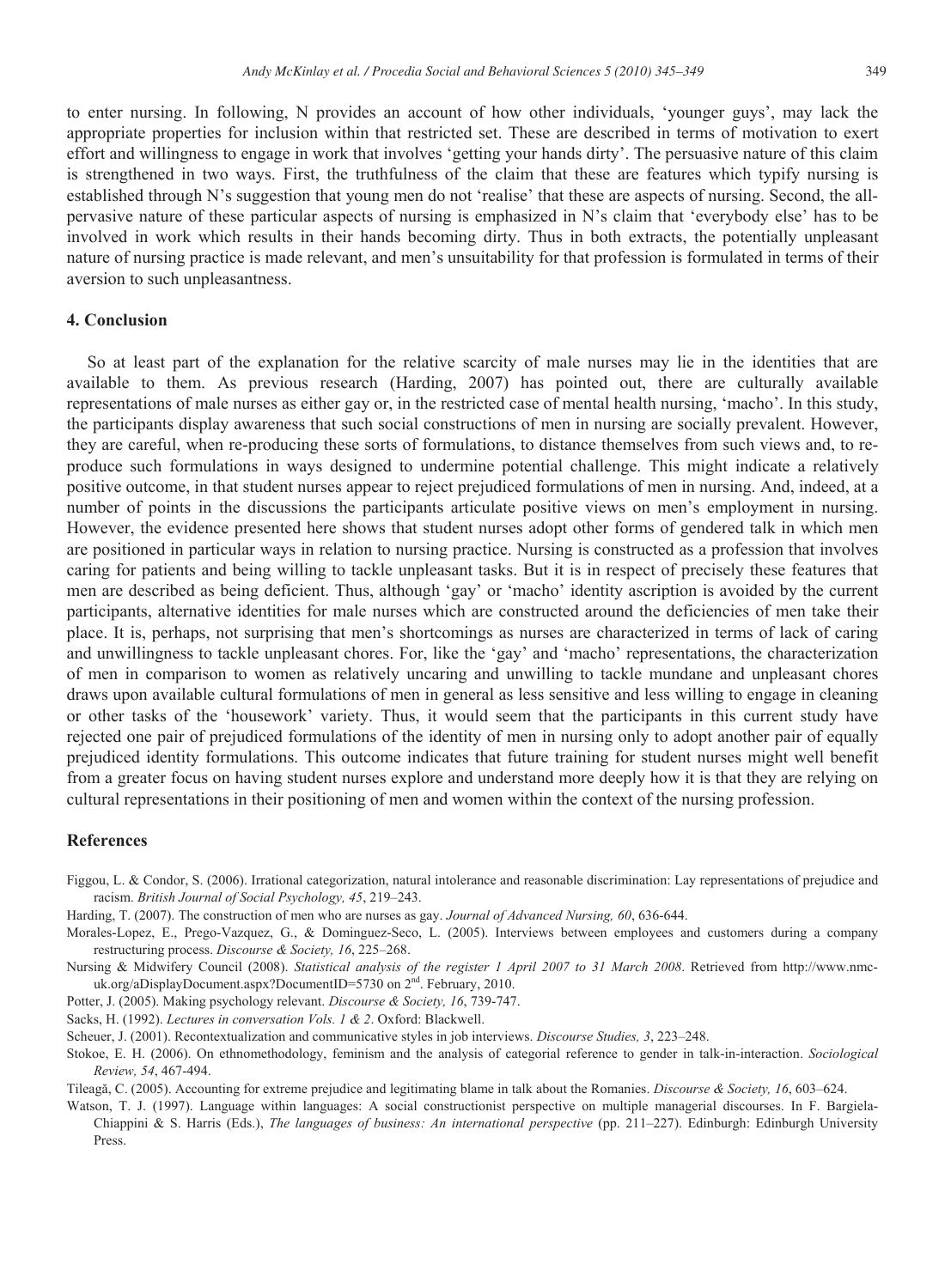to enter nursing. In following, N provides an account of how other individuals, 'younger guys', may lack the appropriate properties for inclusion within that restricted set. These are described in terms of motivation to exert effort and willingness to engage in work that involves 'getting your hands dirty'. The persuasive nature of this claim is strengthened in two ways. First, the truthfulness of the claim that these are features which typify nursing is established through N's suggestion that young men do not 'realise' that these are aspects of nursing. Second, the all-pervasive nature of these particular aspects of nursing is emphasized in N's claim that 'everybody else' has to be involved in work which results in their hands becoming dirty. Thus in both extracts, the potentially unpleasant nature of nursing practice is made relevant, and men's unsuitability for that profession is formulated in terms of their aversion to such unpleasantness.

## 4. Conclusion

So at least part of the explanation for the relative scarcity of male nurses may lie in the identities that are available to them. As previous research (Harding, 2007) has pointed out, there are culturally available representations of male nurses as either gay or, in the restricted case of mental health nursing, 'macho'. In this study, the participants display awareness that such social constructions of men in nursing are socially prevalent. However, they are careful, when re-producing these sorts of formulations, to distance themselves from such views and, to re-produce such formulations in ways designed to undermine potential challenge. This might indicate a relatively positive outcome, in that student nurses appear to reject prejudiced formulations of men in nursing. And, indeed, at a number of points in the discussions the participants articulate positive views on men's employment in nursing. However, the evidence presented here shows that student nurses adopt other forms of gendered talk in which men are positioned in particular ways in relation to nursing practice. Nursing is constructed as a profession that involves caring for patients and being willing to tackle unpleasant tasks. But it is in respect of precisely these features that men are described as being deficient. Thus, although 'gay' or 'macho' identity ascription is avoided by the current participants, alternative identities for male nurses which are constructed around the deficiencies of men take their place. It is, perhaps, not surprising that men's shortcomings as nurses are characterized in terms of lack of caring and unwillingness to tackle unpleasant chores. For, like the 'gay' and 'macho' representations, the characterization of men in comparison to women as relatively uncaring and unwilling to tackle mundane and unpleasant chores draws upon available cultural formulations of men in general as less sensitive and less willing to engage in cleaning or other tasks of the 'housework' variety. Thus, it would seem that the participants in this current study have rejected one pair of prejudiced formulations of the identity of men in nursing only to adopt another pair of equally prejudiced identity formulations. This outcome indicates that future training for student nurses might well benefit from a greater focus on having student nurses explore and understand more deeply how it is that they are relying on cultural representations in their positioning of men and women within the context of the nursing profession.

## References

Figgou, L. & Condor, S. (2006). Irrational categorization, natural intolerance and reasonable discrimination: Lay representations of prejudice and racism. *British Journal of Social Psychology, 45*, 219–243.

Harding, T. (2007). The construction of men who are nurses as gay. *Journal of Advanced Nursing, 60*, 636-644.

Morales-Lopez, E., Prego-Vazquez, G., & Dominguez-Seco, L. (2005). Interviews between employees and customers during a company restructuring process. *Discourse & Society, 16*, 225–268.

Nursing & Midwifery Council (2008). *Statistical analysis of the register 1 April 2007 to 31 March 2008*. Retrieved from http://www.nmc-uk.org/aDisplayDocument.aspx?DocumentID=5730 on 2nd. February, 2010.

Potter, J. (2005). Making psychology relevant. *Discourse & Society, 16*, 739-747.

Sacks, H. (1992). *Lectures in conversation Vols. 1 & 2*. Oxford: Blackwell.

Scheuer, J. (2001). Recontextualization and communicative styles in job interviews. *Discourse Studies, 3*, 223–248.

Stokoe, E. H. (2006). On ethnomethodology, feminism and the analysis of categorial reference to gender in talk-in-interaction. *Sociological Review, 54*, 467-494.

Tileagă, C. (2005). Accounting for extreme prejudice and legitimating blame in talk about the Romanies. *Discourse & Society, 16*, 603–624.

Watson, T. J. (1997). Language within languages: A social constructionist perspective on multiple managerial discourses. In F. Bargiela-Chiappini & S. Harris (Eds.), *The languages of business: An international perspective* (pp. 211–227). Edinburgh: Edinburgh University Press.